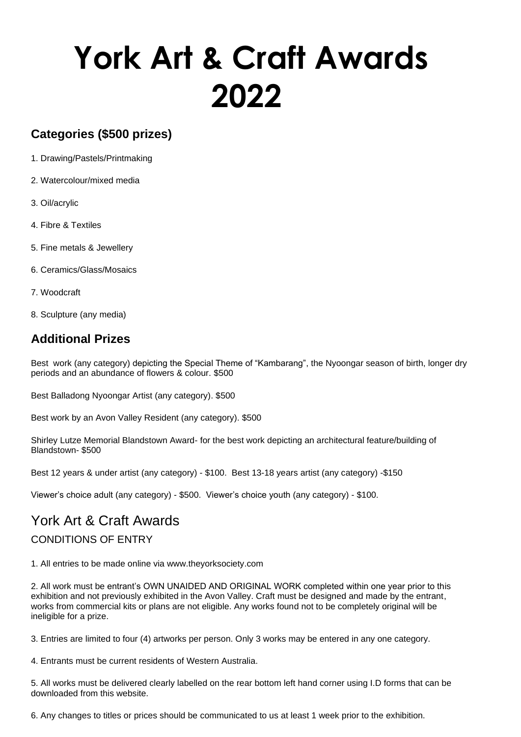# York Art & Craft Awards 2022

## Categories ($500 prizes)

1. Drawing/Pastels/Printmaking
2. Watercolour/mixed media
3. Oil/acrylic
4. Fibre & Textiles
5. Fine metals & Jewellery
6. Ceramics/Glass/Mosaics
7. Woodcraft
8. Sculpture (any media)

## Additional Prizes

Best work (any category) depicting the Special Theme of "Kambarang", the Nyoongar season of birth, longer dry periods and an abundance of flowers & colour. $500

Best Balladong Nyoongar Artist (any category). $500

Best work by an Avon Valley Resident (any category). $500

Shirley Lutze Memorial Blandstown Award- for the best work depicting an architectural feature/building of Blandstown- $500

Best 12 years & under artist (any category) - $100. Best 13-18 years artist (any category) -$150

Viewer's choice adult (any category) - $500. Viewer's choice youth (any category) - $100.

## York Art & Craft Awards

### CONDITIONS OF ENTRY

1. All entries to be made online via www.theyorksociety.com

2. All work must be entrant's OWN UNAIDED AND ORIGINAL WORK completed within one year prior to this exhibition and not previously exhibited in the Avon Valley. Craft must be designed and made by the entrant, works from commercial kits or plans are not eligible. Any works found not to be completely original will be ineligible for a prize.

3. Entries are limited to four (4) artworks per person. Only 3 works may be entered in any one category.

4. Entrants must be current residents of Western Australia.

5. All works must be delivered clearly labelled on the rear bottom left hand corner using I.D forms that can be downloaded from this website.

6. Any changes to titles or prices should be communicated to us at least 1 week prior to the exhibition.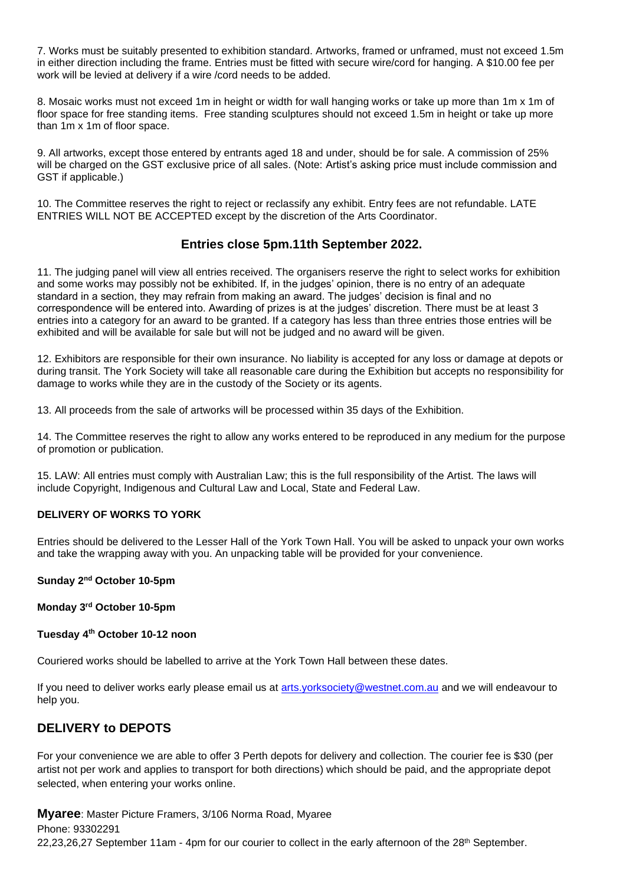7. Works must be suitably presented to exhibition standard. Artworks, framed or unframed, must not exceed 1.5m in either direction including the frame. Entries must be fitted with secure wire/cord for hanging. A $10.00 fee per work will be levied at delivery if a wire /cord needs to be added.

8. Mosaic works must not exceed 1m in height or width for wall hanging works or take up more than 1m x 1m of floor space for free standing items. Free standing sculptures should not exceed 1.5m in height or take up more than 1m x 1m of floor space.

9. All artworks, except those entered by entrants aged 18 and under, should be for sale. A commission of 25% will be charged on the GST exclusive price of all sales. (Note: Artist's asking price must include commission and GST if applicable.)

10. The Committee reserves the right to reject or reclassify any exhibit. Entry fees are not refundable. LATE ENTRIES WILL NOT BE ACCEPTED except by the discretion of the Arts Coordinator.

## Entries close 5pm.11th September 2022.

11. The judging panel will view all entries received. The organisers reserve the right to select works for exhibition and some works may possibly not be exhibited. If, in the judges' opinion, there is no entry of an adequate standard in a section, they may refrain from making an award. The judges' decision is final and no correspondence will be entered into. Awarding of prizes is at the judges' discretion. There must be at least 3 entries into a category for an award to be granted. If a category has less than three entries those entries will be exhibited and will be available for sale but will not be judged and no award will be given.

12. Exhibitors are responsible for their own insurance. No liability is accepted for any loss or damage at depots or during transit. The York Society will take all reasonable care during the Exhibition but accepts no responsibility for damage to works while they are in the custody of the Society or its agents.

13. All proceeds from the sale of artworks will be processed within 35 days of the Exhibition.

14. The Committee reserves the right to allow any works entered to be reproduced in any medium for the purpose of promotion or publication.

15. LAW: All entries must comply with Australian Law; this is the full responsibility of the Artist. The laws will include Copyright, Indigenous and Cultural Law and Local, State and Federal Law.

**DELIVERY OF WORKS TO YORK**

Entries should be delivered to the Lesser Hall of the York Town Hall. You will be asked to unpack your own works and take the wrapping away with you. An unpacking table will be provided for your convenience.

**Sunday 2nd October 10-5pm**

**Monday 3rd October 10-5pm**

**Tuesday 4th October 10-12 noon**

Couriered works should be labelled to arrive at the York Town Hall between these dates.

If you need to deliver works early please email us at arts.yorksociety@westnet.com.au and we will endeavour to help you.

## DELIVERY to DEPOTS

For your convenience we are able to offer 3 Perth depots for delivery and collection. The courier fee is $30 (per artist not per work and applies to transport for both directions) which should be paid, and the appropriate depot selected, when entering your works online.

**Myaree**: Master Picture Framers, 3/106 Norma Road, Myaree
Phone: 93302291
22,23,26,27 September 11am - 4pm for our courier to collect in the early afternoon of the 28th September.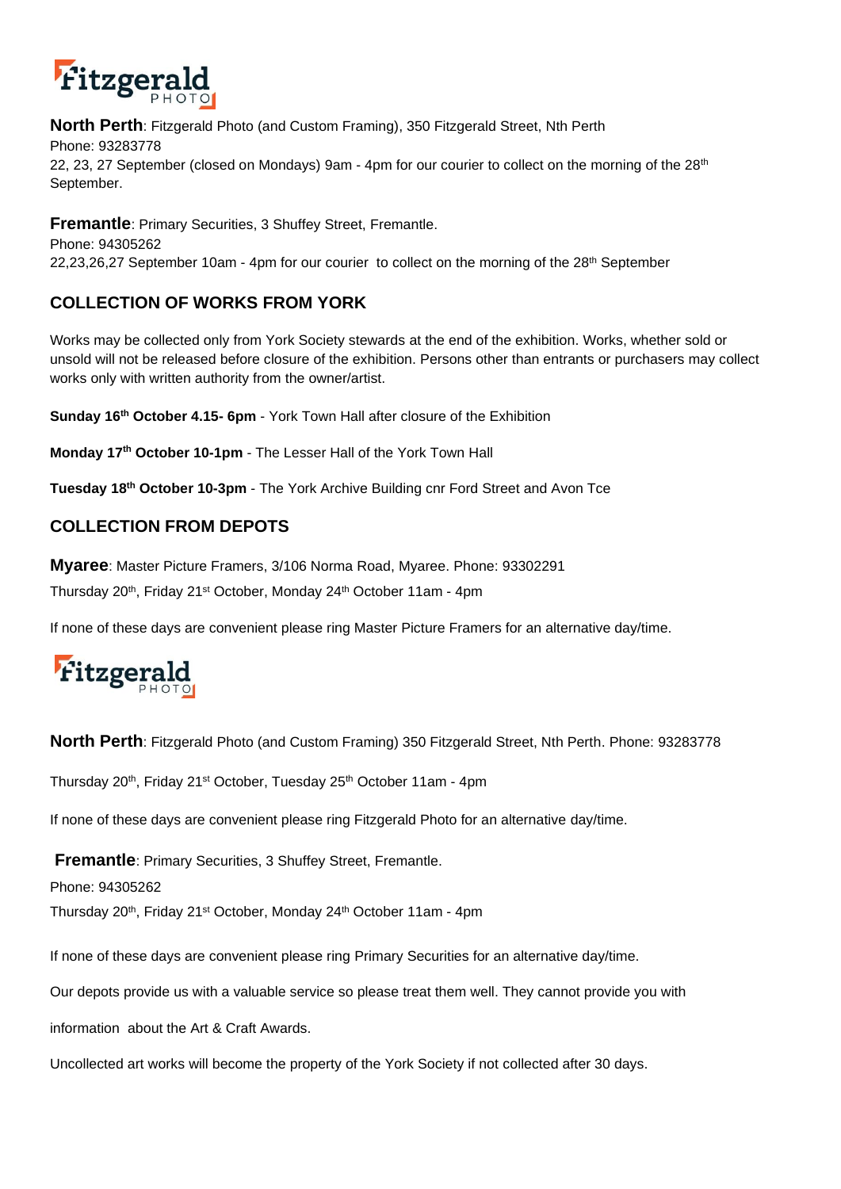**North Perth**: Fitzgerald Photo (and Custom Framing), 350 Fitzgerald Street, Nth Perth
Phone: 93283778
22, 23, 27 September (closed on Mondays) 9am - 4pm for our courier to collect on the morning of the 28th September.

**Fremantle**: Primary Securities, 3 Shuffey Street, Fremantle.
Phone: 94305262
22,23,26,27 September 10am - 4pm for our courier to collect on the morning of the 28th September

## COLLECTION OF WORKS FROM YORK

Works may be collected only from York Society stewards at the end of the exhibition. Works, whether sold or unsold will not be released before closure of the exhibition. Persons other than entrants or purchasers may collect works only with written authority from the owner/artist.

**Sunday 16th October 4.15- 6pm** - York Town Hall after closure of the Exhibition

**Monday 17th October 10-1pm** - The Lesser Hall of the York Town Hall

**Tuesday 18th October 10-3pm** - The York Archive Building cnr Ford Street and Avon Tce

## COLLECTION FROM DEPOTS

**Myaree**: Master Picture Framers, 3/106 Norma Road, Myaree. Phone: 93302291
Thursday 20th, Friday 21st October, Monday 24th October 11am - 4pm

If none of these days are convenient please ring Master Picture Framers for an alternative day/time.

**North Perth**: Fitzgerald Photo (and Custom Framing) 350 Fitzgerald Street, Nth Perth. Phone: 93283778

Thursday 20th, Friday 21st October, Tuesday 25th October 11am - 4pm

If none of these days are convenient please ring Fitzgerald Photo for an alternative day/time.

**Fremantle**: Primary Securities, 3 Shuffey Street, Fremantle.
Phone: 94305262
Thursday 20th, Friday 21st October, Monday 24th October 11am - 4pm

If none of these days are convenient please ring Primary Securities for an alternative day/time.

Our depots provide us with a valuable service so please treat them well. They cannot provide you with information about the Art & Craft Awards.

Uncollected art works will become the property of the York Society if not collected after 30 days.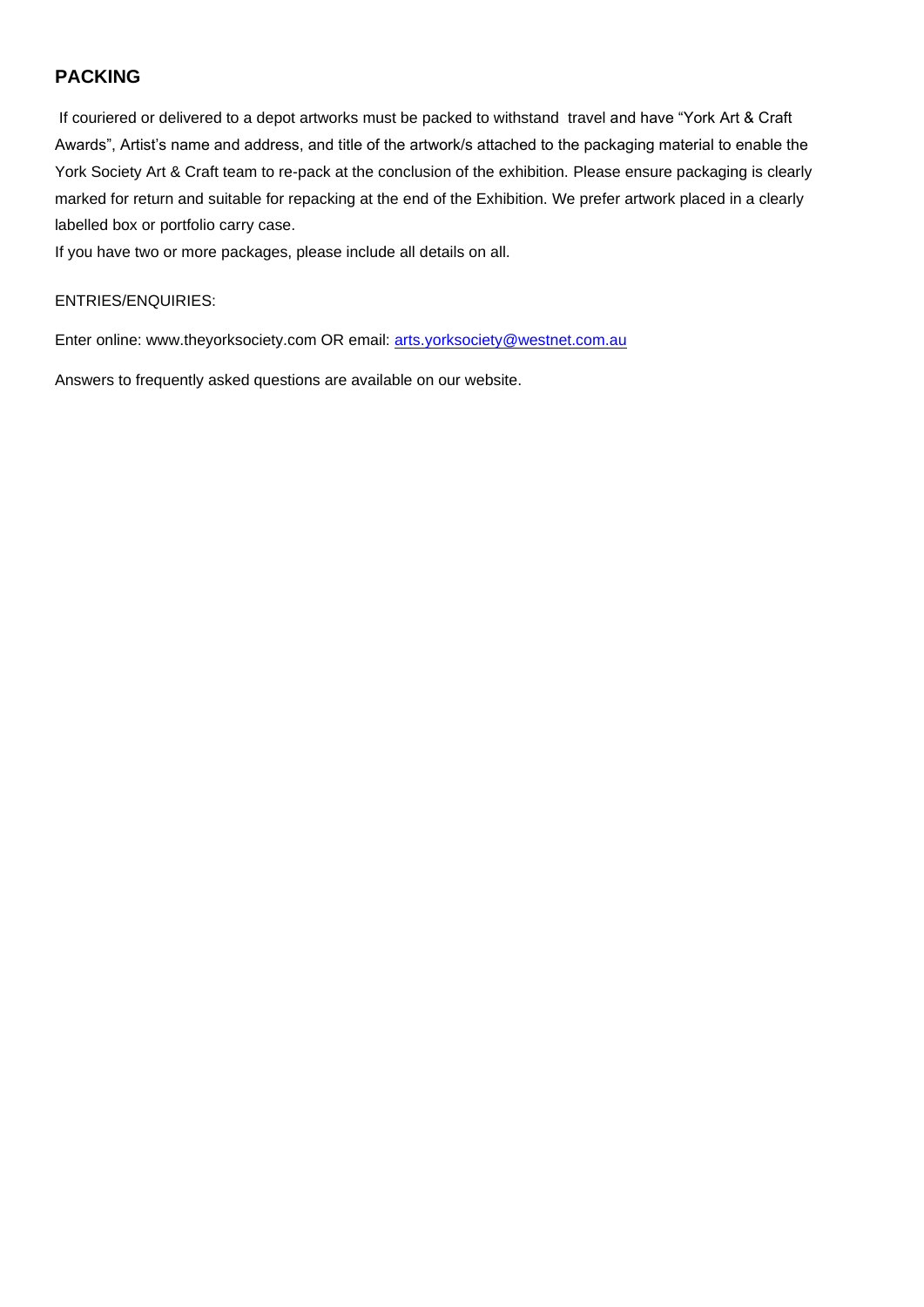## PACKING

If couriered or delivered to a depot artworks must be packed to withstand travel and have "York Art & Craft Awards", Artist's name and address, and title of the artwork/s attached to the packaging material to enable the York Society Art & Craft team to re-pack at the conclusion of the exhibition. Please ensure packaging is clearly marked for return and suitable for repacking at the end of the Exhibition. We prefer artwork placed in a clearly labelled box or portfolio carry case.

If you have two or more packages, please include all details on all.

ENTRIES/ENQUIRIES:

Enter online: www.theyorksociety.com OR email: arts.yorksociety@westnet.com.au

Answers to frequently asked questions are available on our website.